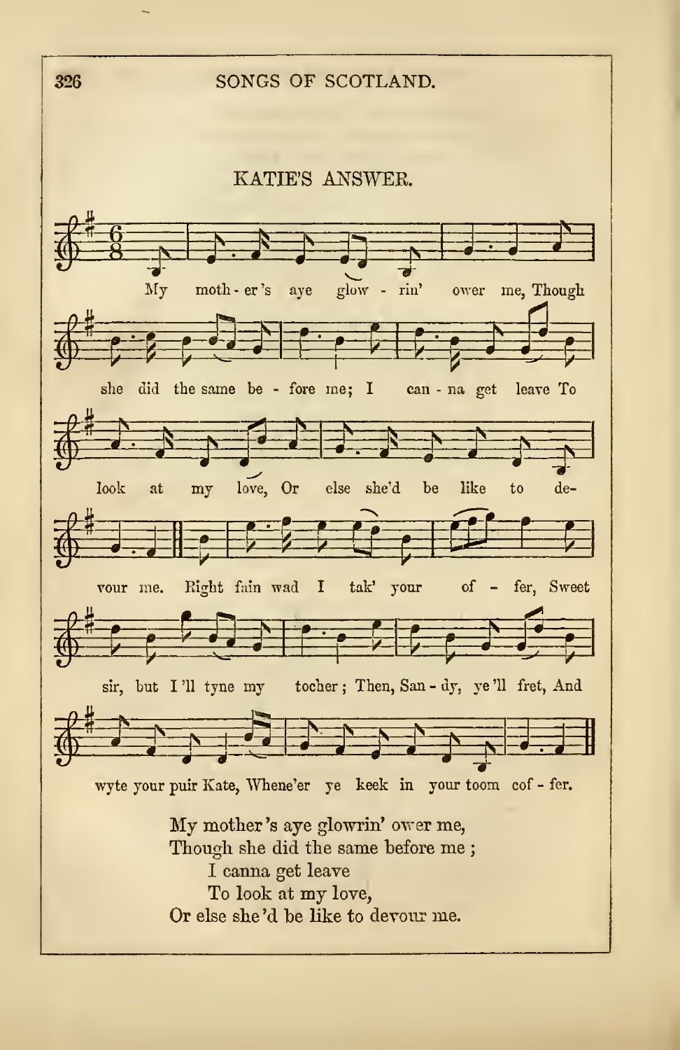## KATIE'S ANSWER.

My moth - er's aye glow - rin' ower me, Though she did the same be - fore me; I can - na get leave To look at my love, Or else she'd be like to de- vour me. Right fain wad I tak' your of - fer, Sweet sir, but I'll tyne my tocher; Then, San - dy, ye'll fret, And wyte your puir Kate, Whene'er ye keek in your toom cof - fer.

My mother's aye glowrin' ower me,
Though she did the same before me ;
I canna get leave
To look at my love,
Or else she'd be like to devour me.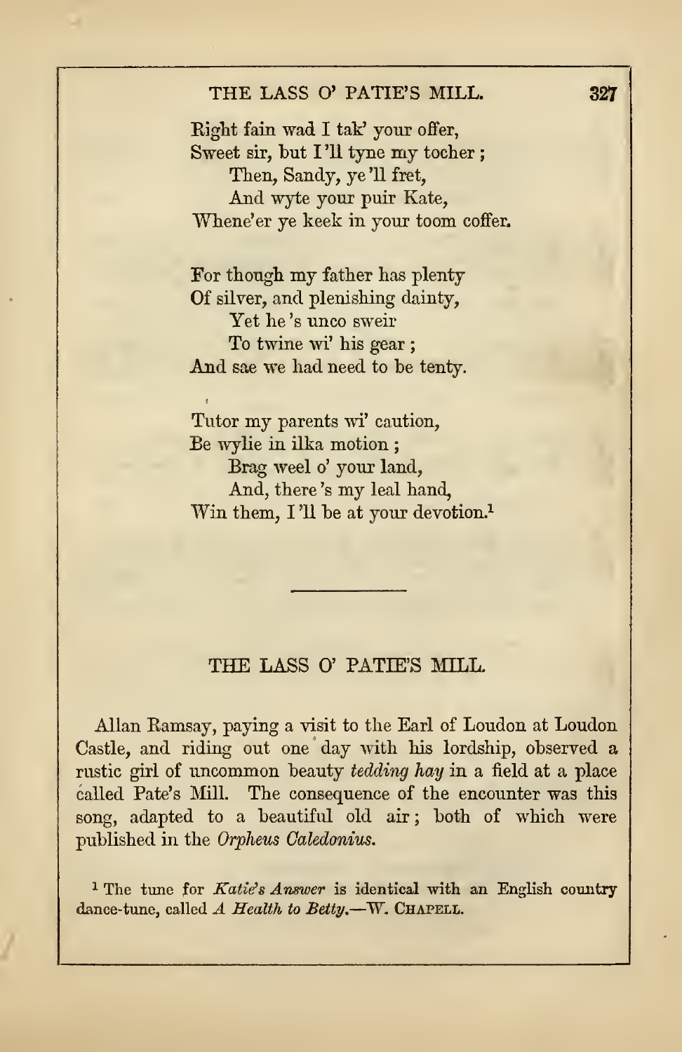Right fain wad I tak' your offer,
Sweet sir, but I 'll tyne my tocher;
    Then, Sandy, ye 'll fret,
    And wyte your puir Kate,
Whene'er ye keek in your toom coffer.

For though my father has plenty
Of silver, and plenishing dainty,
    Yet he 's unco sweir
    To twine wi' his gear;
And sae we had need to be tenty.

Tutor my parents wi' caution,
Be wylie in ilka motion;
    Brag weel o' your land,
    And, there 's my leal hand,
Win them, I 'll be at your devotion.[1]

---

## THE LASS O' PATIE'S MILL.

Allan Ramsay, paying a visit to the Earl of Loudon at Loudon Castle, and riding out one day with his lordship, observed a rustic girl of uncommon beauty *tedding hay* in a field at a place called Pate's Mill. The consequence of the encounter was this song, adapted to a beautiful old air; both of which were published in the *Orpheus Caledonius*.

[1] The tune for *Katie's Answer* is identical with an English country dance-tune, called *A Health to Betty*.—W. CHAPELL.